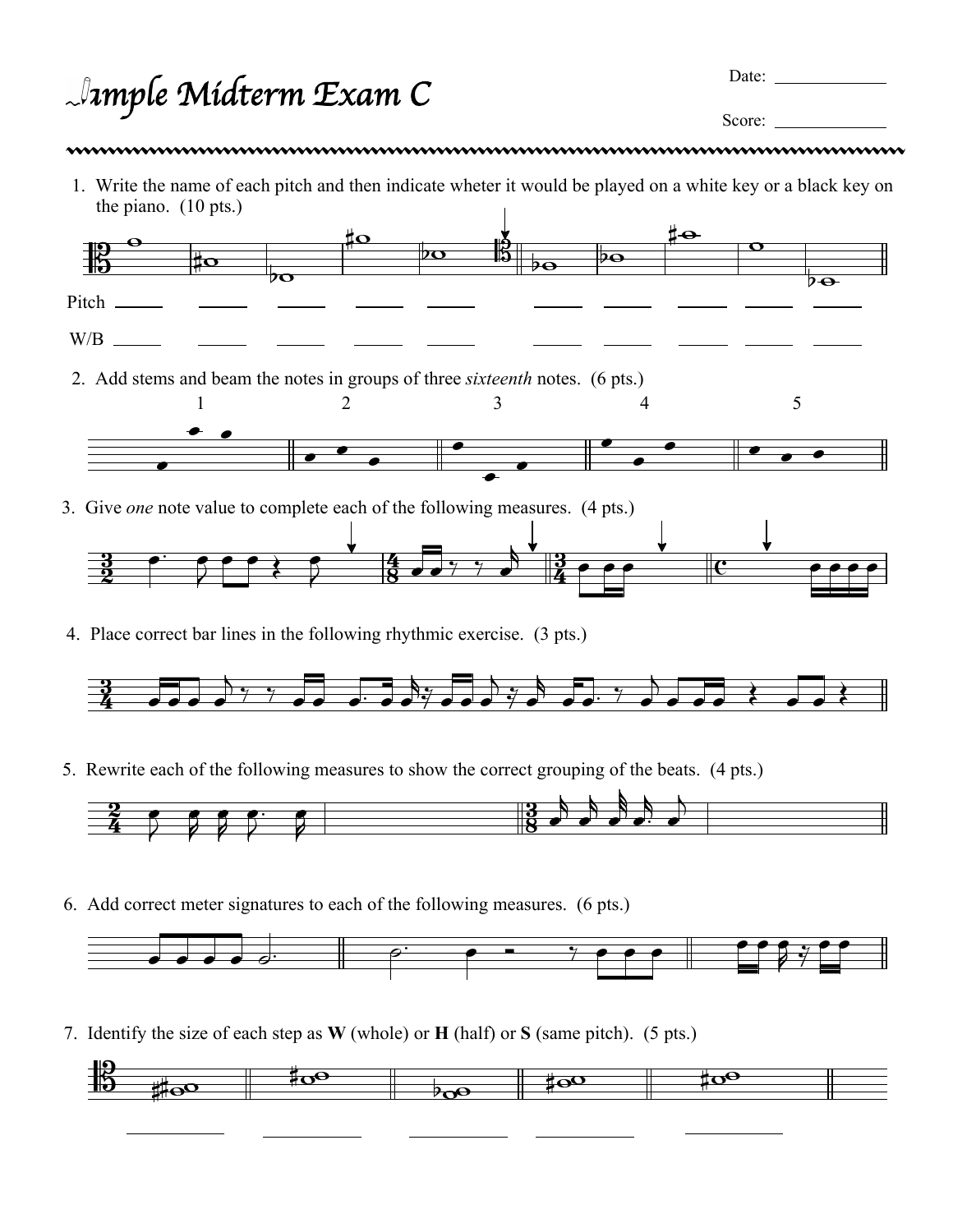# Sample Midterm Exam C

Date: ____________

Score: ____________

1. Write the name of each pitch and then indicate wheter it would be played on a white key or a black key on the piano. (10 pts.)

Pitch ____ ____ ____ ____ ____ ____ ____ ____ ____ ____

W/B ____ ____ ____ ____ ____ ____ ____ ____ ____ ____

2. Add stems and beam the notes in groups of three *sixteenth* notes. (6 pts.)

1 2 3 4 5

3. Give *one* note value to complete each of the following measures. (4 pts.)

4. Place correct bar lines in the following rhythmic exercise. (3 pts.)

5. Rewrite each of the following measures to show the correct grouping of the beats. (4 pts.)

6. Add correct meter signatures to each of the following measures. (6 pts.)

7. Identify the size of each step as **W** (whole) or **H** (half) or **S** (same pitch). (5 pts.)

____ ____ ____ ____ ____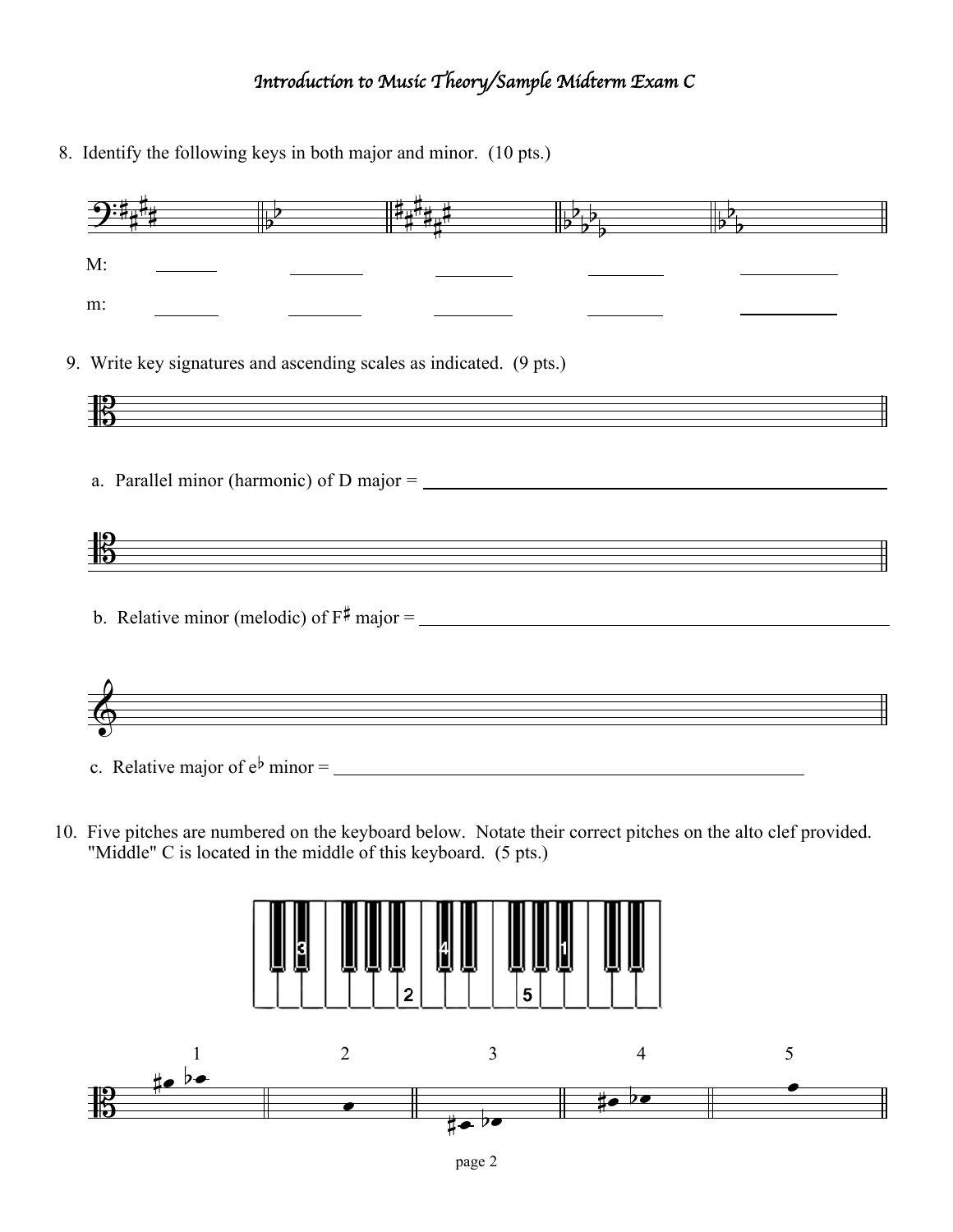*Introduction to Music Theory/Sample Midterm Exam C*

8. Identify the following keys in both major and minor. (10 pts.)

M: \_\_\_\_\_\_\_ \_\_\_\_\_\_\_\_ \_\_\_\_\_\_\_\_ \_\_\_\_\_\_\_\_ \_\_\_\_\_\_\_\_\_\_

m: \_\_\_\_\_\_\_ \_\_\_\_\_\_\_\_ \_\_\_\_\_\_\_\_ \_\_\_\_\_\_\_\_ \_\_\_\_\_\_\_\_\_\_

9. Write key signatures and ascending scales as indicated. (9 pts.)

a. Parallel minor (harmonic) of D major = \_\_\_\_\_\_\_\_\_\_\_\_\_\_\_\_\_\_\_\_\_\_\_\_\_\_\_\_\_\_\_\_\_\_\_\_\_\_\_\_\_\_\_\_

b. Relative minor (melodic) of F♯ major = \_\_\_\_\_\_\_\_\_\_\_\_\_\_\_\_\_\_\_\_\_\_\_\_\_\_\_\_\_\_\_\_\_\_\_\_\_\_\_\_\_\_\_\_

c. Relative major of e♭ minor = \_\_\_\_\_\_\_\_\_\_\_\_\_\_\_\_\_\_\_\_\_\_\_\_\_\_\_\_\_\_\_\_\_\_\_\_\_\_\_\_\_\_\_\_

10. Five pitches are numbered on the keyboard below. Notate their correct pitches on the alto clef provided. "Middle" C is located in the middle of this keyboard. (5 pts.)

3 4 1

2 5

1 2 3 4 5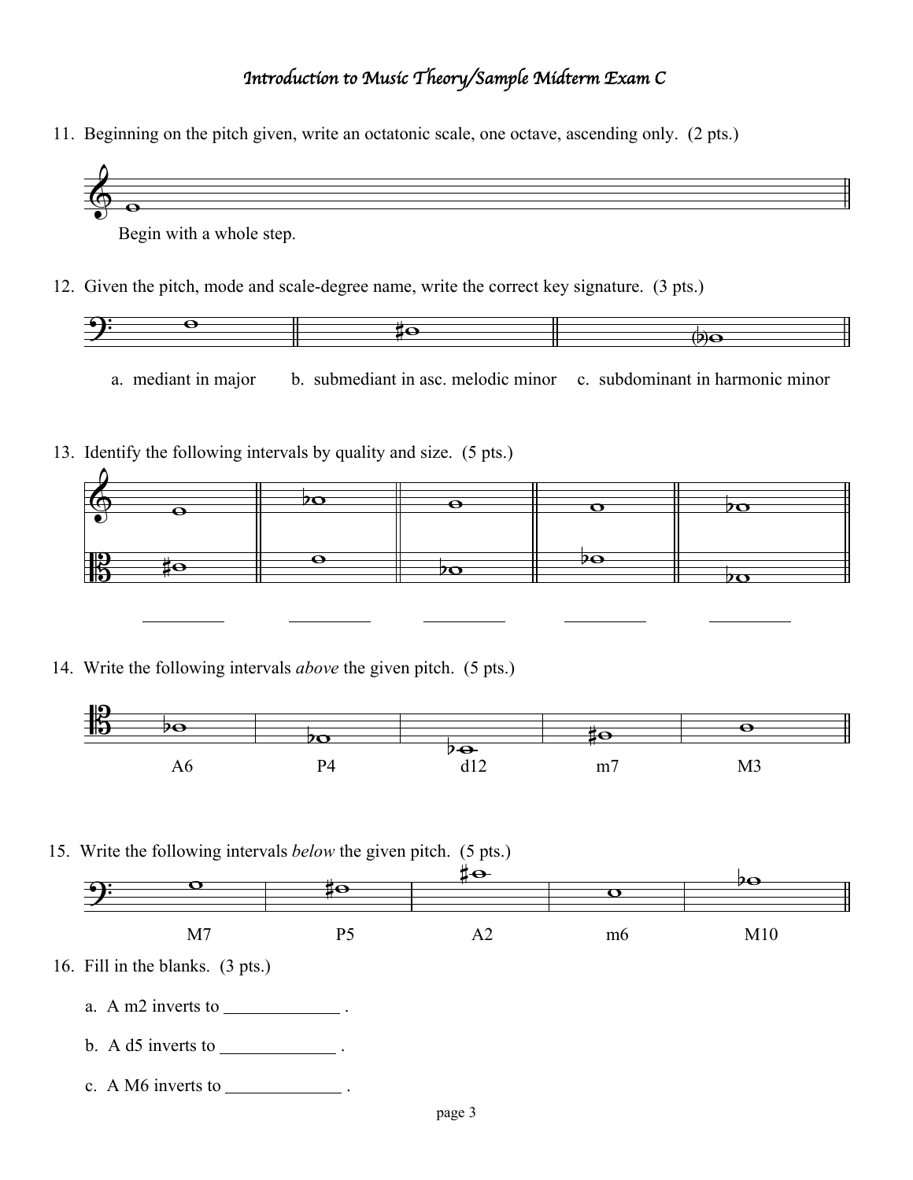*Introduction to Music Theory/Sample Midterm Exam C*

11. Beginning on the pitch given, write an octatonic scale, one octave, ascending only. (2 pts.)

Begin with a whole step.

12. Given the pitch, mode and scale-degree name, write the correct key signature. (3 pts.)

a. mediant in major b. submediant in asc. melodic minor c. subdominant in harmonic minor

13. Identify the following intervals by quality and size. (5 pts.)

_________ _________ _________ _________ _________

14. Write the following intervals *above* the given pitch. (5 pts.)

A6 P4 d12 m7 M3

15. Write the following intervals *below* the given pitch. (5 pts.)

M7 P5 A2 m6 M10

16. Fill in the blanks. (3 pts.)

a. A m2 inverts to _____________ .

b. A d5 inverts to _____________ .

c. A M6 inverts to _____________ .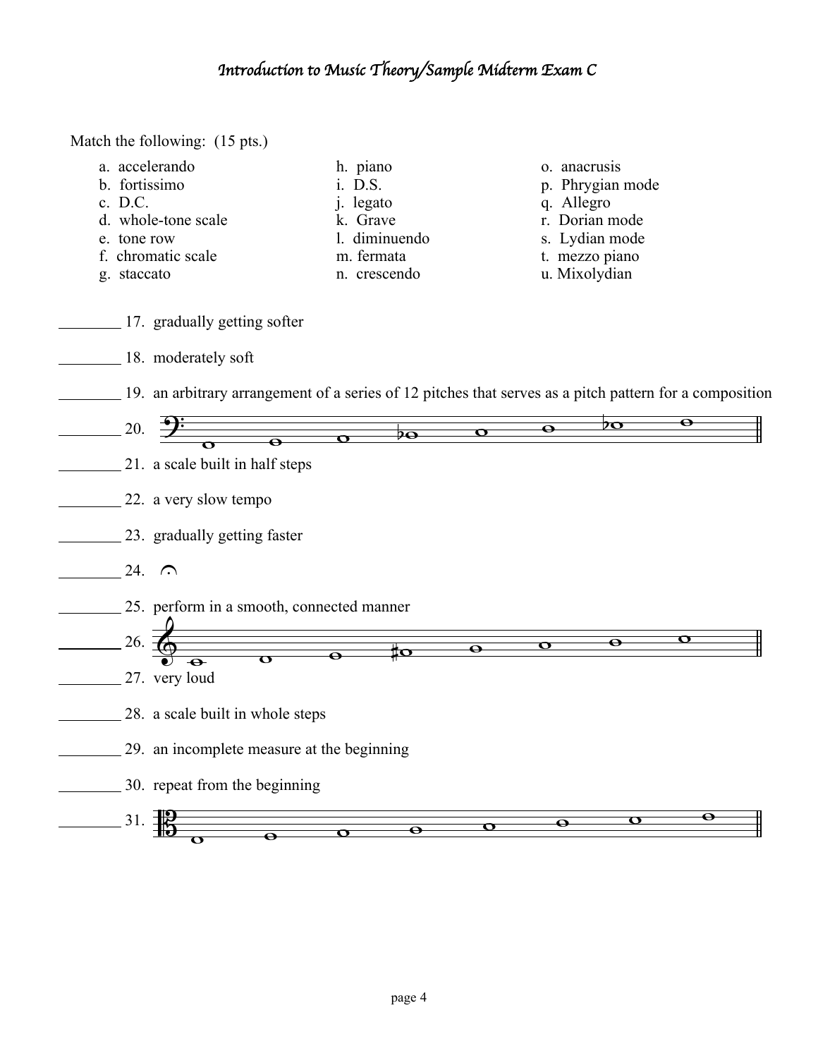*Introduction to Music Theory/Sample Midterm Exam C*

Match the following: (15 pts.)

| | | |
|---|---|---|
| a. accelerando | h. piano | o. anacrusis |
| b. fortissimo | i. D.S. | p. Phrygian mode |
| c. D.C. | j. legato | q. Allegro |
| d. whole-tone scale | k. Grave | r. Dorian mode |
| e. tone row | l. diminuendo | s. Lydian mode |
| f. chromatic scale | m. fermata | t. mezzo piano |
| g. staccato | n. crescendo | u. Mixolydian |

________ 17. gradually getting softer

________ 18. moderately soft

________ 19. an arbitrary arrangement of a series of 12 pitches that serves as a pitch pattern for a composition

________ 20.

________ 21. a scale built in half steps

________ 22. a very slow tempo

________ 23. gradually getting faster

________ 24.

________ 25. perform in a smooth, connected manner

________ 26.

________ 27. very loud

________ 28. a scale built in whole steps

________ 29. an incomplete measure at the beginning

________ 30. repeat from the beginning

________ 31.